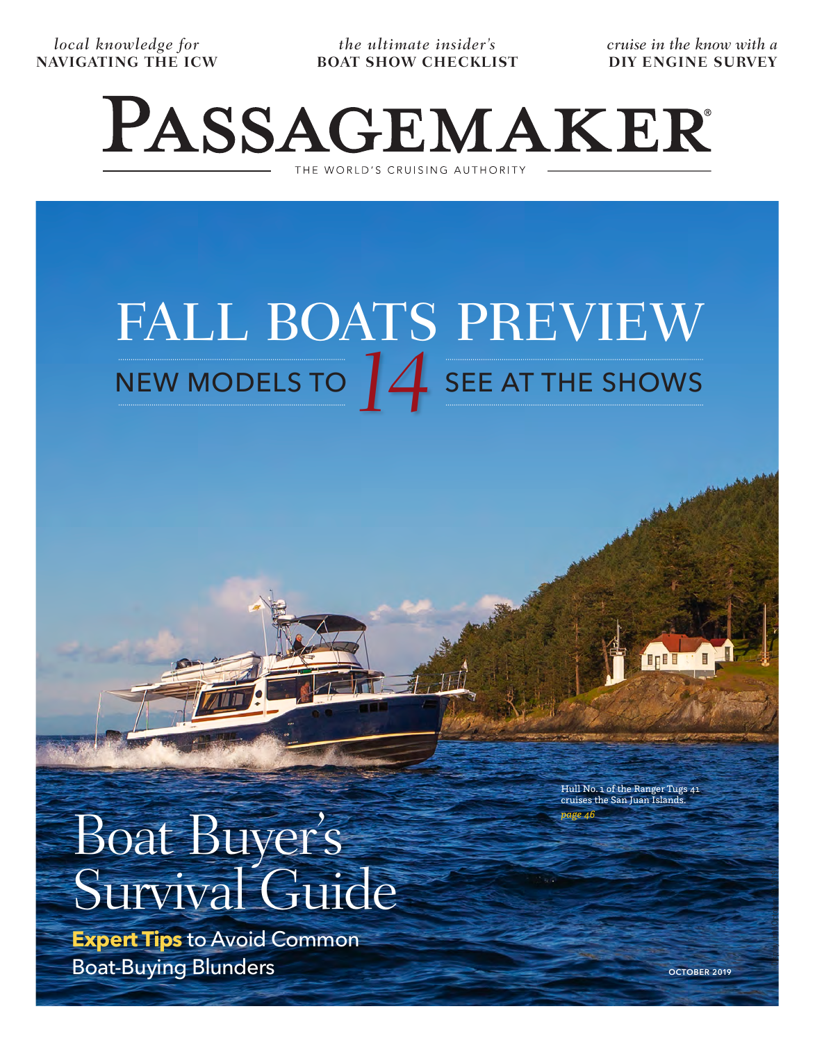*local knowledge for*
**NAVIGATING THE ICW**

*the ultimate insider's*
**BOAT SHOW CHECKLIST**

*cruise in the know with a*
**DIY ENGINE SURVEY**

# PASSAGEMAKER

THE WORLD'S CRUISING AUTHORITY

## FALL BOATS PREVIEW

NEW MODELS TO 14 SEE AT THE SHOWS

Hull No. 1 of the Ranger Tugs 41 cruises the San Juan Islands.
*page 46*

## Boat Buyer's Survival Guide

**Expert Tips** to Avoid Common Boat-Buying Blunders

OCTOBER 2019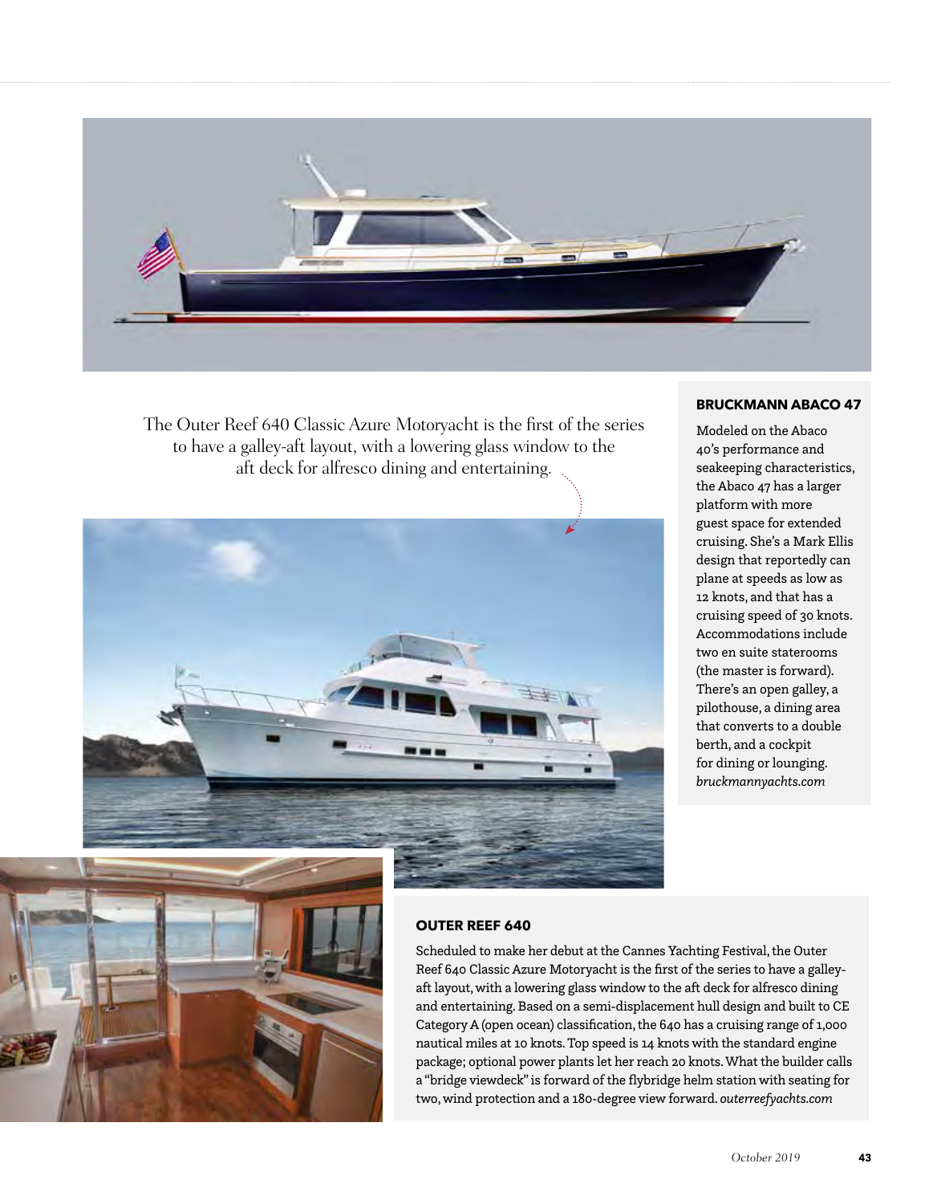The Outer Reef 640 Classic Azure Motoryacht is the first of the series to have a galley-aft layout, with a lowering glass window to the aft deck for alfresco dining and entertaining.

### BRUCKMANN ABACO 47

Modeled on the Abaco 40's performance and seakeeping characteristics, the Abaco 47 has a larger platform with more guest space for extended cruising. She's a Mark Ellis design that reportedly can plane at speeds as low as 12 knots, and that has a cruising speed of 30 knots. Accommodations include two en suite staterooms (the master is forward). There's an open galley, a pilothouse, a dining area that converts to a double berth, and a cockpit for dining or lounging. *bruckmannyachts.com*

### OUTER REEF 640

Scheduled to make her debut at the Cannes Yachting Festival, the Outer Reef 640 Classic Azure Motoryacht is the first of the series to have a galley-aft layout, with a lowering glass window to the aft deck for alfresco dining and entertaining. Based on a semi-displacement hull design and built to CE Category A (open ocean) classification, the 640 has a cruising range of 1,000 nautical miles at 10 knots. Top speed is 14 knots with the standard engine package; optional power plants let her reach 20 knots. What the builder calls a "bridge viewdeck" is forward of the flybridge helm station with seating for two, wind protection and a 180-degree view forward. *outerreefyachts.com*